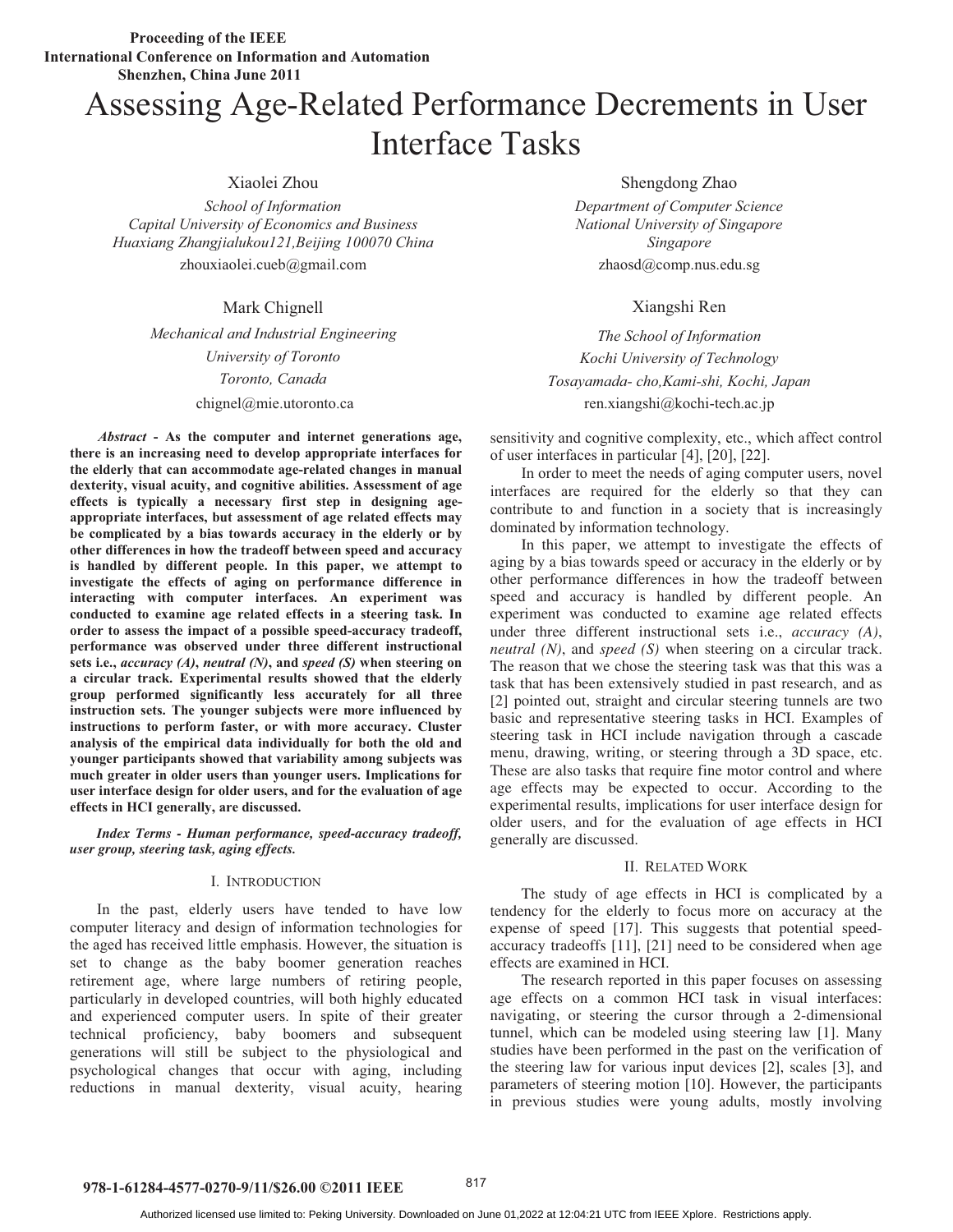Proceeding of the IEEE
International Conference on Information and Automation
Shenzhen, China June 2011

# Assessing Age-Related Performance Decrements in User Interface Tasks

Xiaolei Zhou
*School of Information*
*Capital University of Economics and Business*
*Huaxiang Zhangjialukou121,Beijing 100070 China*
zhouxiaolei.cueb@gmail.com

Shengdong Zhao
*Department of Computer Science*
*National University of Singapore*
*Singapore*
zhaosd@comp.nus.edu.sg

Mark Chignell
*Mechanical and Industrial Engineering*
*University of Toronto*
*Toronto, Canada*
chignel@mie.utoronto.ca

Xiangshi Ren
*The School of Information*
*Kochi University of Technology*
*Tosayamada- cho,Kami-shi, Kochi, Japan*
ren.xiangshi@kochi-tech.ac.jp

***Abstract* - As the computer and internet generations age, there is an increasing need to develop appropriate interfaces for the elderly that can accommodate age-related changes in manual dexterity, visual acuity, and cognitive abilities. Assessment of age effects is typically a necessary first step in designing age-appropriate interfaces, but assessment of age related effects may be complicated by a bias towards accuracy in the elderly or by other differences in how the tradeoff between speed and accuracy is handled by different people. In this paper, we attempt to investigate the effects of aging on performance difference in interacting with computer interfaces. An experiment was conducted to examine age related effects in a steering task. In order to assess the impact of a possible speed-accuracy tradeoff, performance was observed under three different instructional sets i.e., *accuracy (A)*, *neutral (N)*, and *speed (S)* when steering on a circular track. Experimental results showed that the elderly group performed significantly less accurately for all three instruction sets. The younger subjects were more influenced by instructions to perform faster, or with more accuracy. Cluster analysis of the empirical data individually for both the old and younger participants showed that variability among subjects was much greater in older users than younger users. Implications for user interface design for older users, and for the evaluation of age effects in HCI generally, are discussed.**

***Index Terms* - *Human performance, speed-accuracy tradeoff, user group, steering task, aging effects.***

## I. Introduction

In the past, elderly users have tended to have low computer literacy and design of information technologies for the aged has received little emphasis. However, the situation is set to change as the baby boomer generation reaches retirement age, where large numbers of retiring people, particularly in developed countries, will both highly educated and experienced computer users. In spite of their greater technical proficiency, baby boomers and subsequent generations will still be subject to the physiological and psychological changes that occur with aging, including reductions in manual dexterity, visual acuity, hearing sensitivity and cognitive complexity, etc., which affect control of user interfaces in particular [4], [20], [22].

In order to meet the needs of aging computer users, novel interfaces are required for the elderly so that they can contribute to and function in a society that is increasingly dominated by information technology.

In this paper, we attempt to investigate the effects of aging by a bias towards speed or accuracy in the elderly or by other performance differences in how the tradeoff between speed and accuracy is handled by different people. An experiment was conducted to examine age related effects under three different instructional sets i.e., *accuracy (A)*, *neutral (N)*, and *speed (S)* when steering on a circular track. The reason that we chose the steering task was that this was a task that has been extensively studied in past research, and as [2] pointed out, straight and circular steering tunnels are two basic and representative steering tasks in HCI. Examples of steering task in HCI include navigation through a cascade menu, drawing, writing, or steering through a 3D space, etc. These are also tasks that require fine motor control and where age effects may be expected to occur. According to the experimental results, implications for user interface design for older users, and for the evaluation of age effects in HCI generally are discussed.

## II. Related Work

The study of age effects in HCI is complicated by a tendency for the elderly to focus more on accuracy at the expense of speed [17]. This suggests that potential speed-accuracy tradeoffs [11], [21] need to be considered when age effects are examined in HCI.

The research reported in this paper focuses on assessing age effects on a common HCI task in visual interfaces: navigating, or steering the cursor through a 2-dimensional tunnel, which can be modeled using steering law [1]. Many studies have been performed in the past on the verification of the steering law for various input devices [2], scales [3], and parameters of steering motion [10]. However, the participants in previous studies were young adults, mostly involving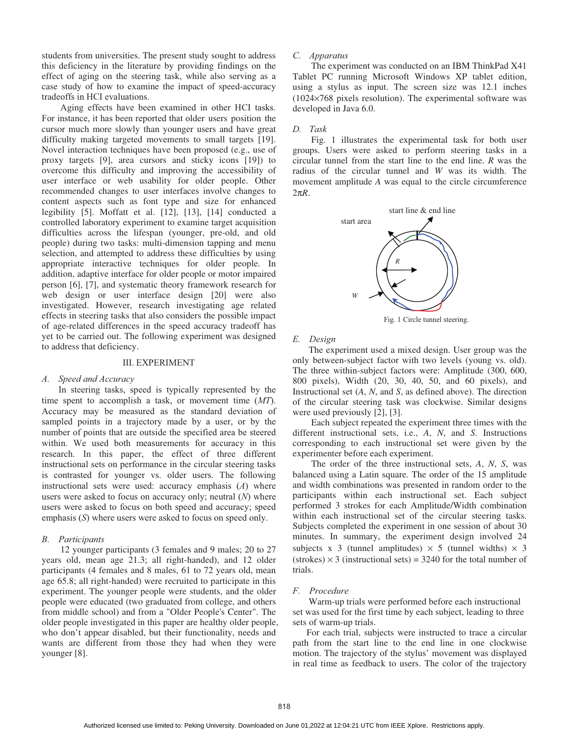students from universities. The present study sought to address this deficiency in the literature by providing findings on the effect of aging on the steering task, while also serving as a case study of how to examine the impact of speed-accuracy tradeoffs in HCI evaluations.

Aging effects have been examined in other HCI tasks. For instance, it has been reported that older users position the cursor much more slowly than younger users and have great difficulty making targeted movements to small targets [19]. Novel interaction techniques have been proposed (e.g., use of proxy targets [9], area cursors and sticky icons [19]) to overcome this difficulty and improving the accessibility of user interface or web usability for older people. Other recommended changes to user interfaces involve changes to content aspects such as font type and size for enhanced legibility [5]. Moffatt et al. [12], [13], [14] conducted a controlled laboratory experiment to examine target acquisition difficulties across the lifespan (younger, pre-old, and old people) during two tasks: multi-dimension tapping and menu selection, and attempted to address these difficulties by using appropriate interactive techniques for older people. In addition, adaptive interface for older people or motor impaired person [6], [7], and systematic theory framework research for web design or user interface design [20] were also investigated. However, research investigating age related effects in steering tasks that also considers the possible impact of age-related differences in the speed accuracy tradeoff has yet to be carried out. The following experiment was designed to address that deficiency.

## III. EXPERIMENT

### A. Speed and Accuracy

In steering tasks, speed is typically represented by the time spent to accomplish a task, or movement time (*MT*). Accuracy may be measured as the standard deviation of sampled points in a trajectory made by a user, or by the number of points that are outside the specified area be steered within. We used both measurements for accuracy in this research. In this paper, the effect of three different instructional sets on performance in the circular steering tasks is contrasted for younger vs. older users. The following instructional sets were used: accuracy emphasis (*A*) where users were asked to focus on accuracy only; neutral (*N*) where users were asked to focus on both speed and accuracy; speed emphasis (*S*) where users were asked to focus on speed only.

### B. Participants

12 younger participants (3 females and 9 males; 20 to 27 years old, mean age 21.3; all right-handed), and 12 older participants (4 females and 8 males, 61 to 72 years old, mean age 65.8; all right-handed) were recruited to participate in this experiment. The younger people were students, and the older people were educated (two graduated from college, and others from middle school) and from a "Older People's Center". The older people investigated in this paper are healthy older people, who don't appear disabled, but their functionality, needs and wants are different from those they had when they were younger [8].

### C. Apparatus

The experiment was conducted on an IBM ThinkPad X41 Tablet PC running Microsoft Windows XP tablet edition, using a stylus as input. The screen size was 12.1 inches (1024×768 pixels resolution). The experimental software was developed in Java 6.0.

### D. Task

Fig. 1 illustrates the experimental task for both user groups. Users were asked to perform steering tasks in a circular tunnel from the start line to the end line. *R* was the radius of the circular tunnel and *W* was its width. The movement amplitude *A* was equal to the circle circumference $2\pi R$.

Fig. 1 Circle tunnel steering.

### E. Design

The experiment used a mixed design. User group was the only between-subject factor with two levels (young vs. old). The three within-subject factors were: Amplitude (300, 600, 800 pixels), Width (20, 30, 40, 50, and 60 pixels), and Instructional set (*A*, *N*, and *S*, as defined above). The direction of the circular steering task was clockwise. Similar designs were used previously [2], [3].

Each subject repeated the experiment three times with the different instructional sets, i.e., *A*, *N*, and *S*. Instructions corresponding to each instructional set were given by the experimenter before each experiment.

The order of the three instructional sets, *A*, *N*, *S*, was balanced using a Latin square. The order of the 15 amplitude and width combinations was presented in random order to the participants within each instructional set. Each subject performed 3 strokes for each Amplitude/Width combination within each instructional set of the circular steering tasks. Subjects completed the experiment in one session of about 30 minutes. In summary, the experiment design involved 24 subjects x 3 (tunnel amplitudes) × 5 (tunnel widths) × 3 (strokes) × 3 (instructional sets) = 3240 for the total number of trials.

### F. Procedure

Warm-up trials were performed before each instructional set was used for the first time by each subject, leading to three sets of warm-up trials.

For each trial, subjects were instructed to trace a circular path from the start line to the end line in one clockwise motion. The trajectory of the stylus' movement was displayed in real time as feedback to users. The color of the trajectory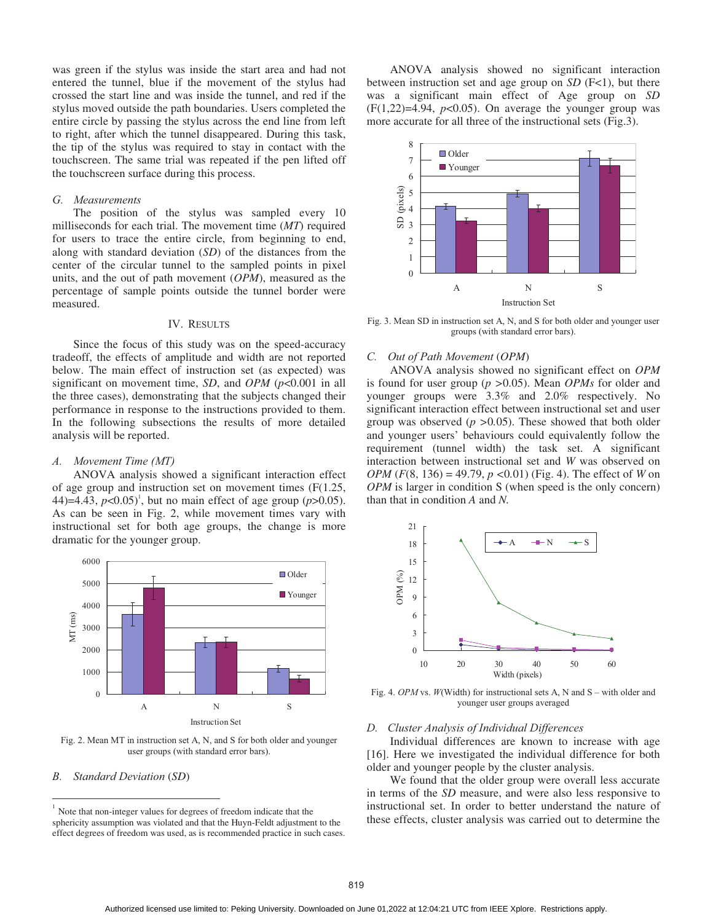was green if the stylus was inside the start area and had not entered the tunnel, blue if the movement of the stylus had crossed the start line and was inside the tunnel, and red if the stylus moved outside the path boundaries. Users completed the entire circle by passing the stylus across the end line from left to right, after which the tunnel disappeared. During this task, the tip of the stylus was required to stay in contact with the touchscreen. The same trial was repeated if the pen lifted off the touchscreen surface during this process.

### G. Measurements

The position of the stylus was sampled every 10 milliseconds for each trial. The movement time (*MT*) required for users to trace the entire circle, from beginning to end, along with standard deviation (*SD*) of the distances from the center of the circular tunnel to the sampled points in pixel units, and the out of path movement (*OPM*), measured as the percentage of sample points outside the tunnel border were measured.

## IV. Results

Since the focus of this study was on the speed-accuracy tradeoff, the effects of amplitude and width are not reported below. The main effect of instruction set (as expected) was significant on movement time, *SD*, and *OPM* ($p<0.001$ in all the three cases), demonstrating that the subjects changed their performance in response to the instructions provided to them. In the following subsections the results of more detailed analysis will be reported.

### A. Movement Time (MT)

ANOVA analysis showed a significant interaction effect of age group and instruction set on movement times ($F(1.25, 44)=4.43$, $p<0.05$)[1], but no main effect of age group ($p>0.05$). As can be seen in Fig. 2, while movement times vary with instructional set for both age groups, the change is more dramatic for the younger group.

Fig. 2. Mean MT in instruction set A, N, and S for both older and younger user groups (with standard error bars).

### B. Standard Deviation (SD)

ANOVA analysis showed no significant interaction between instruction set and age group on *SD* ($F<1$), but there was a significant main effect of Age group on *SD* ($F(1,22)=4.94$, $p<0.05$). On average the younger group was more accurate for all three of the instructional sets (Fig.3).

Fig. 3. Mean SD in instruction set A, N, and S for both older and younger user groups (with standard error bars).

### C. Out of Path Movement (OPM)

ANOVA analysis showed no significant effect on *OPM* is found for user group ($p>0.05$). Mean *OPMs* for older and younger groups were 3.3% and 2.0% respectively. No significant interaction effect between instructional set and user group was observed ($p>0.05$). These showed that both older and younger users' behaviours could equivalently follow the requirement (tunnel width) the task set. A significant interaction between instructional set and *W* was observed on *OPM* ($F(8, 136) = 49.79$, $p<0.01$) (Fig. 4). The effect of *W* on *OPM* is larger in condition S (when speed is the only concern) than that in condition *A* and *N*.

Fig. 4. *OPM* vs. *W*(Width) for instructional sets A, N and S – with older and younger user groups averaged

### D. Cluster Analysis of Individual Differences

Individual differences are known to increase with age [16]. Here we investigated the individual difference for both older and younger people by the cluster analysis.

We found that the older group were overall less accurate in terms of the *SD* measure, and were also less responsive to instructional set. In order to better understand the nature of these effects, cluster analysis was carried out to determine the

[1] Note that non-integer values for degrees of freedom indicate that the sphericity assumption was violated and that the Huyn-Feldt adjustment to the effect degrees of freedom was used, as is recommended practice in such cases.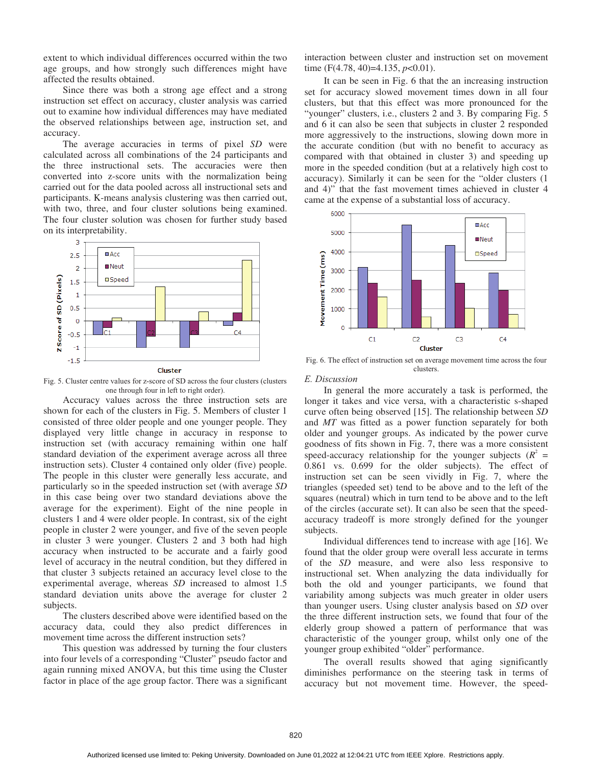extent to which individual differences occurred within the two age groups, and how strongly such differences might have affected the results obtained.

Since there was both a strong age effect and a strong instruction set effect on accuracy, cluster analysis was carried out to examine how individual differences may have mediated the observed relationships between age, instruction set, and accuracy.

The average accuracies in terms of pixel *SD* were calculated across all combinations of the 24 participants and the three instructional sets. The accuracies were then converted into z-score units with the normalization being carried out for the data pooled across all instructional sets and participants. K-means analysis clustering was then carried out, with two, three, and four cluster solutions being examined. The four cluster solution was chosen for further study based on its interpretability.

Fig. 5. Cluster centre values for z-score of SD across the four clusters (clusters one through four in left to right order).

Accuracy values across the three instruction sets are shown for each of the clusters in Fig. 5. Members of cluster 1 consisted of three older people and one younger people. They displayed very little change in accuracy in response to instruction set (with accuracy remaining within one half standard deviation of the experiment average across all three instruction sets). Cluster 4 contained only older (five) people. The people in this cluster were generally less accurate, and particularly so in the speeded instruction set (with average *SD* in this case being over two standard deviations above the average for the experiment). Eight of the nine people in clusters 1 and 4 were older people. In contrast, six of the eight people in cluster 2 were younger, and five of the seven people in cluster 3 were younger. Clusters 2 and 3 both had high accuracy when instructed to be accurate and a fairly good level of accuracy in the neutral condition, but they differed in that cluster 3 subjects retained an accuracy level close to the experimental average, whereas *SD* increased to almost 1.5 standard deviation units above the average for cluster 2 subjects.

The clusters described above were identified based on the accuracy data, could they also predict differences in movement time across the different instruction sets?

This question was addressed by turning the four clusters into four levels of a corresponding "Cluster" pseudo factor and again running mixed ANOVA, but this time using the Cluster factor in place of the age group factor. There was a significant interaction between cluster and instruction set on movement time ($F(4.78, 40)=4.135$, $p<0.01$).

It can be seen in Fig. 6 that the an increasing instruction set for accuracy slowed movement times down in all four clusters, but that this effect was more pronounced for the "younger" clusters, i.e., clusters 2 and 3. By comparing Fig. 5 and 6 it can also be seen that subjects in cluster 2 responded more aggressively to the instructions, slowing down more in the accurate condition (but with no benefit to accuracy as compared with that obtained in cluster 3) and speeding up more in the speeded condition (but at a relatively high cost to accuracy). Similarly it can be seen for the "older clusters (1 and 4)" that the fast movement times achieved in cluster 4 came at the expense of a substantial loss of accuracy.

Fig. 6. The effect of instruction set on average movement time across the four clusters.

## E. Discussion

In general the more accurately a task is performed, the longer it takes and vice versa, with a characteristic s-shaped curve often being observed [15]. The relationship between *SD* and *MT* was fitted as a power function separately for both older and younger groups. As indicated by the power curve goodness of fits shown in Fig. 7, there was a more consistent speed-accuracy relationship for the younger subjects ($R^2$ = 0.861 vs. 0.699 for the older subjects). The effect of instruction set can be seen vividly in Fig. 7, where the triangles (speeded set) tend to be above and to the left of the squares (neutral) which in turn tend to be above and to the left of the circles (accurate set). It can also be seen that the speed-accuracy tradeoff is more strongly defined for the younger subjects.

Individual differences tend to increase with age [16]. We found that the older group were overall less accurate in terms of the *SD* measure, and were also less responsive to instructional set. When analyzing the data individually for both the old and younger participants, we found that variability among subjects was much greater in older users than younger users. Using cluster analysis based on *SD* over the three different instruction sets, we found that four of the elderly group showed a pattern of performance that was characteristic of the younger group, whilst only one of the younger group exhibited "older" performance.

The overall results showed that aging significantly diminishes performance on the steering task in terms of accuracy but not movement time. However, the speed-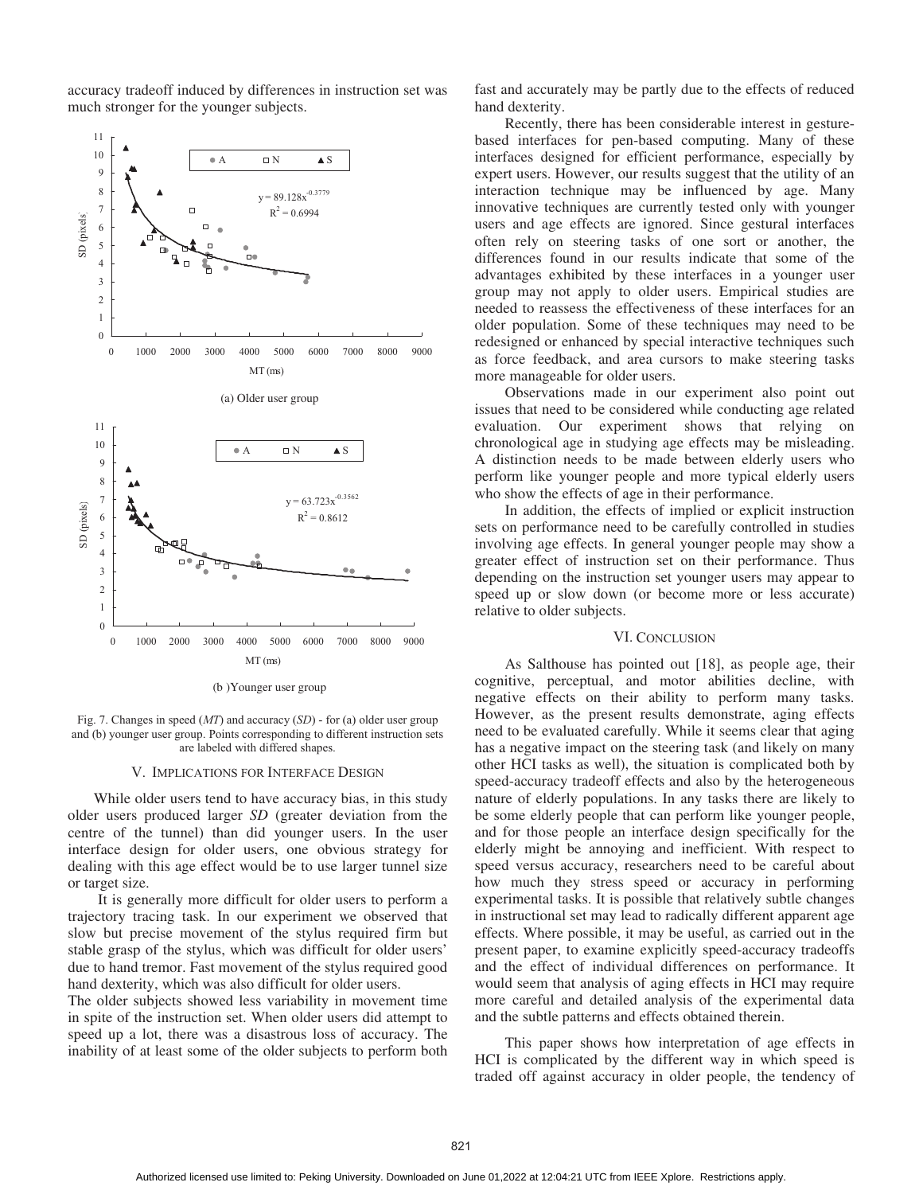accuracy tradeoff induced by differences in instruction set was much stronger for the younger subjects.

11
10
9
8
7
6
5
4
3
2
1
0

SD (pixels)

● A □ N ▲ S

$y = 89.128x^{-0.3779}$
$R^2 = 0.6994$

0 1000 2000 3000 4000 5000 6000 7000 8000 9000

MT (ms)

(a) Older user group

11
10
9
8
7
6
5
4
3
2
1
0

SD (pixels)

● A □ N ▲ S

$y = 63.723x^{-0.3562}$
$R^2 = 0.8612$

0 1000 2000 3000 4000 5000 6000 7000 8000 9000

MT (ms)

(b )Younger user group

Fig. 7. Changes in speed (*MT*) and accuracy (*SD*) - for (a) older user group and (b) younger user group. Points corresponding to different instruction sets are labeled with differed shapes.

## V. Implications for Interface Design

While older users tend to have accuracy bias, in this study older users produced larger *SD* (greater deviation from the centre of the tunnel) than did younger users. In the user interface design for older users, one obvious strategy for dealing with this age effect would be to use larger tunnel size or target size.

It is generally more difficult for older users to perform a trajectory tracing task. In our experiment we observed that slow but precise movement of the stylus required firm but stable grasp of the stylus, which was difficult for older users' due to hand tremor. Fast movement of the stylus required good hand dexterity, which was also difficult for older users.

The older subjects showed less variability in movement time in spite of the instruction set. When older users did attempt to speed up a lot, there was a disastrous loss of accuracy. The inability of at least some of the older subjects to perform both fast and accurately may be partly due to the effects of reduced hand dexterity.

Recently, there has been considerable interest in gesture-based interfaces for pen-based computing. Many of these interfaces designed for efficient performance, especially by expert users. However, our results suggest that the utility of an interaction technique may be influenced by age. Many innovative techniques are currently tested only with younger users and age effects are ignored. Since gestural interfaces often rely on steering tasks of one sort or another, the differences found in our results indicate that some of the advantages exhibited by these interfaces in a younger user group may not apply to older users. Empirical studies are needed to reassess the effectiveness of these interfaces for an older population. Some of these techniques may need to be redesigned or enhanced by special interactive techniques such as force feedback, and area cursors to make steering tasks more manageable for older users.

Observations made in our experiment also point out issues that need to be considered while conducting age related evaluation. Our experiment shows that relying on chronological age in studying age effects may be misleading. A distinction needs to be made between elderly users who perform like younger people and more typical elderly users who show the effects of age in their performance.

In addition, the effects of implied or explicit instruction sets on performance need to be carefully controlled in studies involving age effects. In general younger people may show a greater effect of instruction set on their performance. Thus depending on the instruction set younger users may appear to speed up or slow down (or become more or less accurate) relative to older subjects.

## VI. Conclusion

As Salthouse has pointed out [18], as people age, their cognitive, perceptual, and motor abilities decline, with negative effects on their ability to perform many tasks. However, as the present results demonstrate, aging effects need to be evaluated carefully. While it seems clear that aging has a negative impact on the steering task (and likely on many other HCI tasks as well), the situation is complicated both by speed-accuracy tradeoff effects and also by the heterogeneous nature of elderly populations. In any tasks there are likely to be some elderly people that can perform like younger people, and for those people an interface design specifically for the elderly might be annoying and inefficient. With respect to speed versus accuracy, researchers need to be careful about how much they stress speed or accuracy in performing experimental tasks. It is possible that relatively subtle changes in instructional set may lead to radically different apparent age effects. Where possible, it may be useful, as carried out in the present paper, to examine explicitly speed-accuracy tradeoffs and the effect of individual differences on performance. It would seem that analysis of aging effects in HCI may require more careful and detailed analysis of the experimental data and the subtle patterns and effects obtained therein.

This paper shows how interpretation of age effects in HCI is complicated by the different way in which speed is traded off against accuracy in older people, the tendency of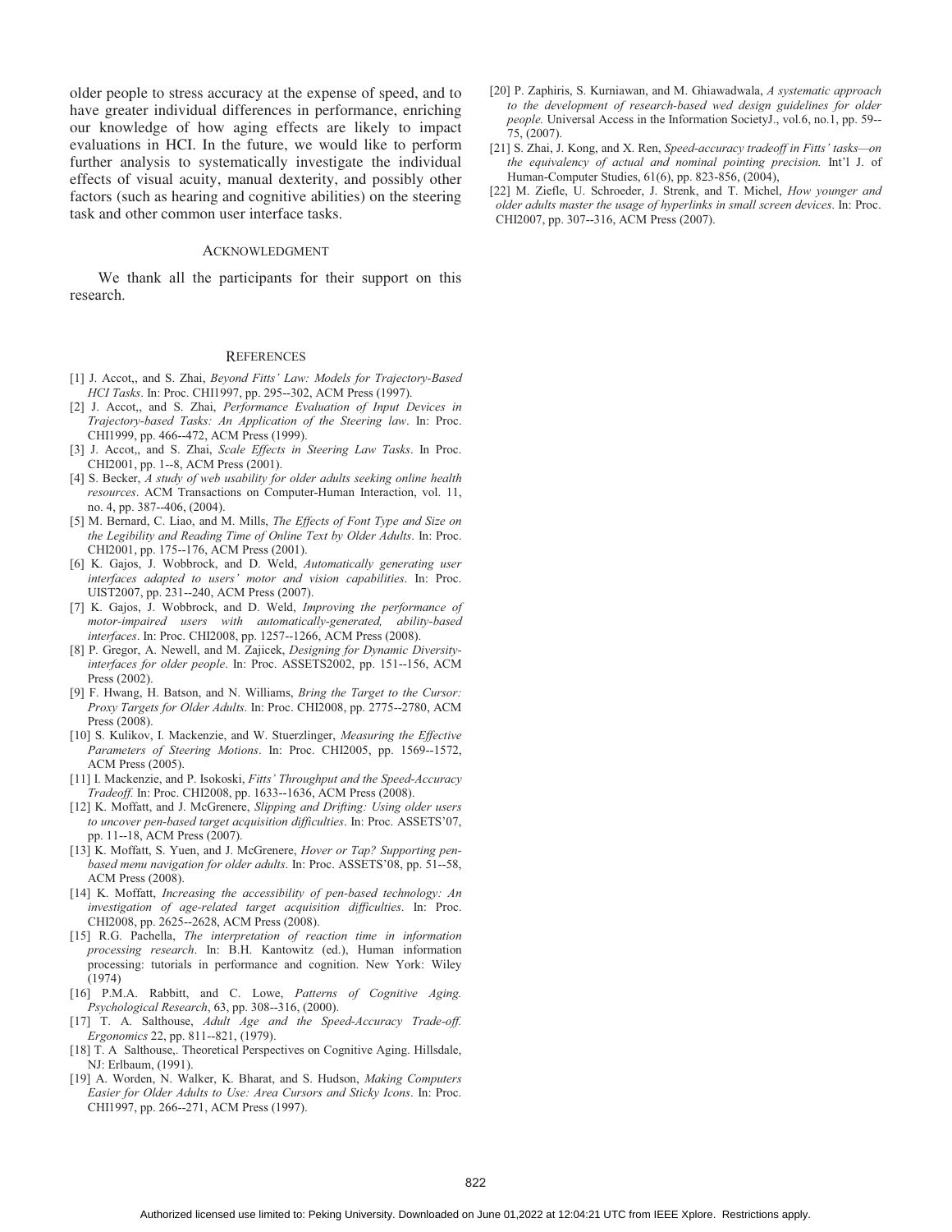older people to stress accuracy at the expense of speed, and to have greater individual differences in performance, enriching our knowledge of how aging effects are likely to impact evaluations in HCI. In the future, we would like to perform further analysis to systematically investigate the individual effects of visual acuity, manual dexterity, and possibly other factors (such as hearing and cognitive abilities) on the steering task and other common user interface tasks.

## ACKNOWLEDGMENT

We thank all the participants for their support on this research.

## REFERENCES

[1] J. Accot,, and S. Zhai, *Beyond Fitts' Law: Models for Trajectory-Based HCI Tasks*. In: Proc. CHI1997, pp. 295--302, ACM Press (1997).

[2] J. Accot,, and S. Zhai, *Performance Evaluation of Input Devices in Trajectory-based Tasks: An Application of the Steering law*. In: Proc. CHI1999, pp. 466--472, ACM Press (1999).

[3] J. Accot,, and S. Zhai, *Scale Effects in Steering Law Tasks*. In Proc. CHI2001, pp. 1--8, ACM Press (2001).

[4] S. Becker, *A study of web usability for older adults seeking online health resources*. ACM Transactions on Computer-Human Interaction, vol. 11, no. 4, pp. 387--406, (2004).

[5] M. Bernard, C. Liao, and M. Mills, *The Effects of Font Type and Size on the Legibility and Reading Time of Online Text by Older Adults*. In: Proc. CHI2001, pp. 175--176, ACM Press (2001).

[6] K. Gajos, J. Wobbrock, and D. Weld, *Automatically generating user interfaces adapted to users' motor and vision capabilities*. In: Proc. UIST2007, pp. 231--240, ACM Press (2007).

[7] K. Gajos, J. Wobbrock, and D. Weld, *Improving the performance of motor-impaired users with automatically-generated, ability-based interfaces*. In: Proc. CHI2008, pp. 1257--1266, ACM Press (2008).

[8] P. Gregor, A. Newell, and M. Zajicek, *Designing for Dynamic Diversity-interfaces for older people*. In: Proc. ASSETS2002, pp. 151--156, ACM Press (2002).

[9] F. Hwang, H. Batson, and N. Williams, *Bring the Target to the Cursor: Proxy Targets for Older Adults*. In: Proc. CHI2008, pp. 2775--2780, ACM Press (2008).

[10] S. Kulikov, I. Mackenzie, and W. Stuerzlinger, *Measuring the Effective Parameters of Steering Motions*. In: Proc. CHI2005, pp. 1569--1572, ACM Press (2005).

[11] I. Mackenzie, and P. Isokoski, *Fitts' Throughput and the Speed-Accuracy Tradeoff.* In: Proc. CHI2008, pp. 1633--1636, ACM Press (2008).

[12] K. Moffatt, and J. McGrenere, *Slipping and Drifting: Using older users to uncover pen-based target acquisition difficulties*. In: Proc. ASSETS'07, pp. 11--18, ACM Press (2007).

[13] K. Moffatt, S. Yuen, and J. McGrenere, *Hover or Tap? Supporting pen-based menu navigation for older adults*. In: Proc. ASSETS'08, pp. 51--58, ACM Press (2008).

[14] K. Moffatt, *Increasing the accessibility of pen-based technology: An investigation of age-related target acquisition difficulties*. In: Proc. CHI2008, pp. 2625--2628, ACM Press (2008).

[15] R.G. Pachella, *The interpretation of reaction time in information processing research*. In: B.H. Kantowitz (ed.), Human information processing: tutorials in performance and cognition. New York: Wiley (1974)

[16] P.M.A. Rabbitt, and C. Lowe, *Patterns of Cognitive Aging. Psychological Research*, 63, pp. 308--316, (2000).

[17] T. A. Salthouse, *Adult Age and the Speed-Accuracy Trade-off. Ergonomics* 22, pp. 811--821, (1979).

[18] T. A Salthouse,. Theoretical Perspectives on Cognitive Aging. Hillsdale, NJ: Erlbaum, (1991).

[19] A. Worden, N. Walker, K. Bharat, and S. Hudson, *Making Computers Easier for Older Adults to Use: Area Cursors and Sticky Icons*. In: Proc. CHI1997, pp. 266--271, ACM Press (1997).

[20] P. Zaphiris, S. Kurniawan, and M. Ghiawadwala, *A systematic approach to the development of research-based wed design guidelines for older people.* Universal Access in the Information SocietyJ., vol.6, no.1, pp. 59--75, (2007).

[21] S. Zhai, J. Kong, and X. Ren, *Speed-accuracy tradeoff in Fitts' tasks—on the equivalency of actual and nominal pointing precision.* Int'l J. of Human-Computer Studies, 61(6), pp. 823-856, (2004),

[22] M. Ziefle, U. Schroeder, J. Strenk, and T. Michel, *How younger and older adults master the usage of hyperlinks in small screen devices*. In: Proc. CHI2007, pp. 307--316, ACM Press (2007).